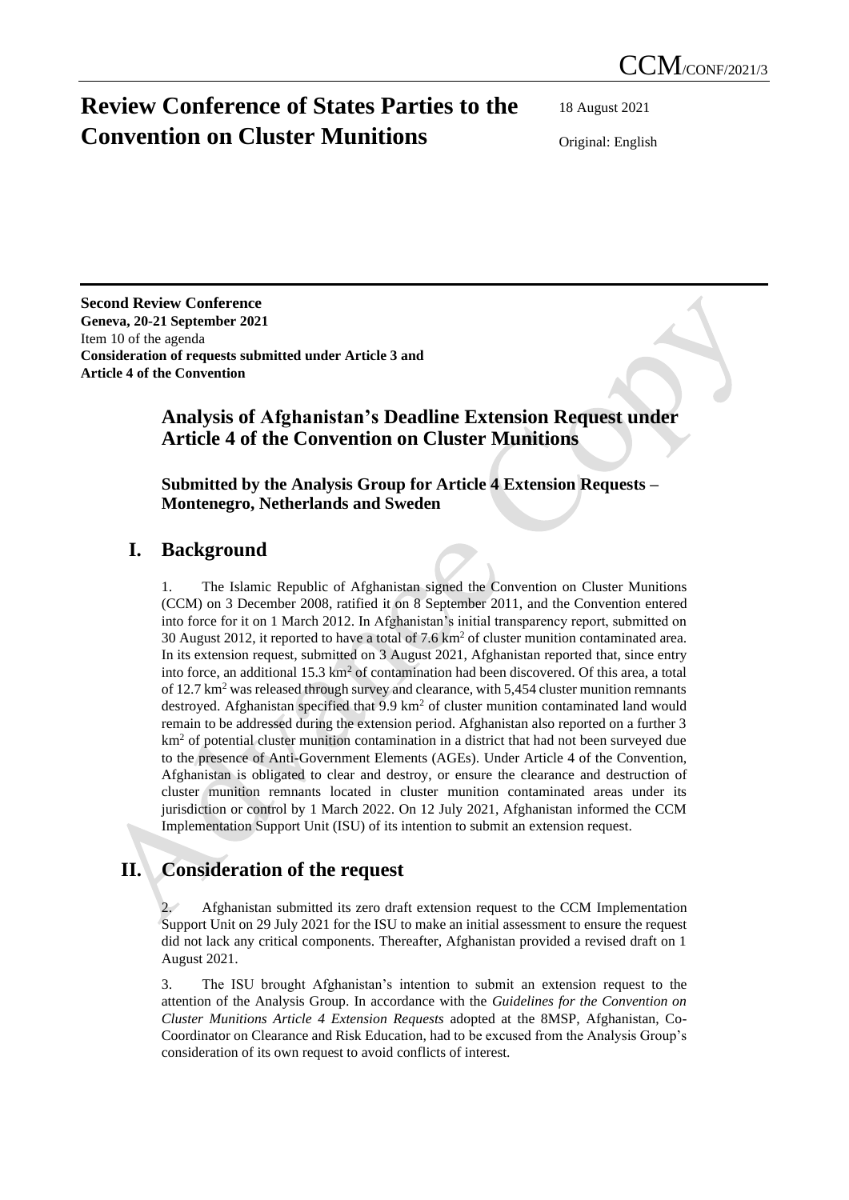# Review Conference of States Parties to the Convention on Cluster Munitions

CCM/CONF/2021/3

18 August 2021

Original: English

**Second Review Conference**
**Geneva, 20-21 September 2021**
Item 10 of the agenda
**Consideration of requests submitted under Article 3 and Article 4 of the Convention**

## Analysis of Afghanistan's Deadline Extension Request under Article 4 of the Convention on Cluster Munitions

**Submitted by the Analysis Group for Article 4 Extension Requests – Montenegro, Netherlands and Sweden**

## I. Background

1. The Islamic Republic of Afghanistan signed the Convention on Cluster Munitions (CCM) on 3 December 2008, ratified it on 8 September 2011, and the Convention entered into force for it on 1 March 2012. In Afghanistan's initial transparency report, submitted on 30 August 2012, it reported to have a total of 7.6 km$^2$ of cluster munition contaminated area. In its extension request, submitted on 3 August 2021, Afghanistan reported that, since entry into force, an additional 15.3 km$^2$ of contamination had been discovered. Of this area, a total of 12.7 km$^2$ was released through survey and clearance, with 5,454 cluster munition remnants destroyed. Afghanistan specified that 9.9 km$^2$ of cluster munition contaminated land would remain to be addressed during the extension period. Afghanistan also reported on a further 3 km$^2$ of potential cluster munition contamination in a district that had not been surveyed due to the presence of Anti-Government Elements (AGEs). Under Article 4 of the Convention, Afghanistan is obligated to clear and destroy, or ensure the clearance and destruction of cluster munition remnants located in cluster munition contaminated areas under its jurisdiction or control by 1 March 2022. On 12 July 2021, Afghanistan informed the CCM Implementation Support Unit (ISU) of its intention to submit an extension request.

## II. Consideration of the request

2. Afghanistan submitted its zero draft extension request to the CCM Implementation Support Unit on 29 July 2021 for the ISU to make an initial assessment to ensure the request did not lack any critical components. Thereafter, Afghanistan provided a revised draft on 1 August 2021.

3. The ISU brought Afghanistan's intention to submit an extension request to the attention of the Analysis Group. In accordance with the *Guidelines for the Convention on Cluster Munitions Article 4 Extension Requests* adopted at the 8MSP, Afghanistan, Co-Coordinator on Clearance and Risk Education, had to be excused from the Analysis Group's consideration of its own request to avoid conflicts of interest.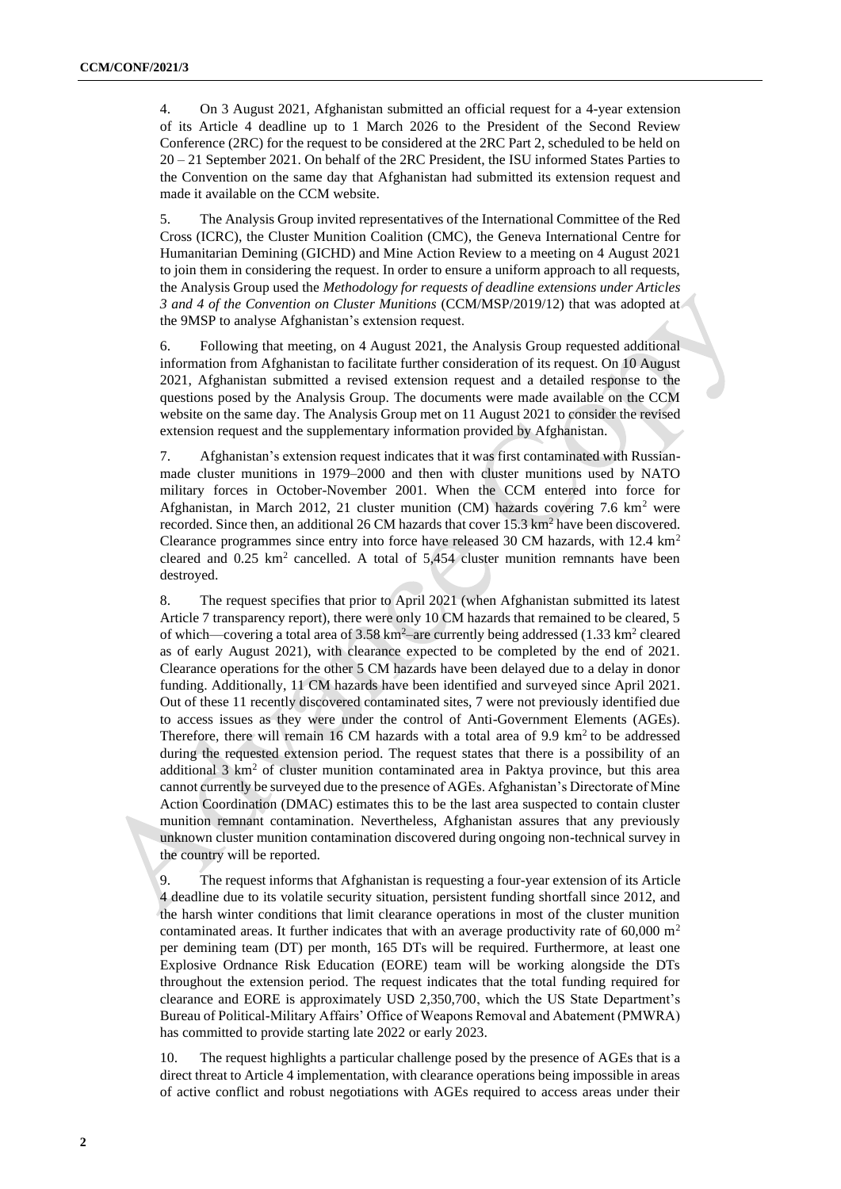4. On 3 August 2021, Afghanistan submitted an official request for a 4-year extension of its Article 4 deadline up to 1 March 2026 to the President of the Second Review Conference (2RC) for the request to be considered at the 2RC Part 2, scheduled to be held on 20 – 21 September 2021. On behalf of the 2RC President, the ISU informed States Parties to the Convention on the same day that Afghanistan had submitted its extension request and made it available on the CCM website.

5. The Analysis Group invited representatives of the International Committee of the Red Cross (ICRC), the Cluster Munition Coalition (CMC), the Geneva International Centre for Humanitarian Demining (GICHD) and Mine Action Review to a meeting on 4 August 2021 to join them in considering the request. In order to ensure a uniform approach to all requests, the Analysis Group used the *Methodology for requests of deadline extensions under Articles 3 and 4 of the Convention on Cluster Munitions* (CCM/MSP/2019/12) that was adopted at the 9MSP to analyse Afghanistan's extension request.

6. Following that meeting, on 4 August 2021, the Analysis Group requested additional information from Afghanistan to facilitate further consideration of its request. On 10 August 2021, Afghanistan submitted a revised extension request and a detailed response to the questions posed by the Analysis Group. The documents were made available on the CCM website on the same day. The Analysis Group met on 11 August 2021 to consider the revised extension request and the supplementary information provided by Afghanistan.

7. Afghanistan's extension request indicates that it was first contaminated with Russian-made cluster munitions in 1979–2000 and then with cluster munitions used by NATO military forces in October-November 2001. When the CCM entered into force for Afghanistan, in March 2012, 21 cluster munition (CM) hazards covering 7.6 km$^2$ were recorded. Since then, an additional 26 CM hazards that cover 15.3 km$^2$ have been discovered. Clearance programmes since entry into force have released 30 CM hazards, with 12.4 km$^2$ cleared and 0.25 km$^2$ cancelled. A total of 5,454 cluster munition remnants have been destroyed.

8. The request specifies that prior to April 2021 (when Afghanistan submitted its latest Article 7 transparency report), there were only 10 CM hazards that remained to be cleared, 5 of which—covering a total area of 3.58 km$^2$–are currently being addressed (1.33 km$^2$ cleared as of early August 2021), with clearance expected to be completed by the end of 2021. Clearance operations for the other 5 CM hazards have been delayed due to a delay in donor funding. Additionally, 11 CM hazards have been identified and surveyed since April 2021. Out of these 11 recently discovered contaminated sites, 7 were not previously identified due to access issues as they were under the control of Anti-Government Elements (AGEs). Therefore, there will remain 16 CM hazards with a total area of 9.9 km$^2$ to be addressed during the requested extension period. The request states that there is a possibility of an additional 3 km$^2$ of cluster munition contaminated area in Paktya province, but this area cannot currently be surveyed due to the presence of AGEs. Afghanistan's Directorate of Mine Action Coordination (DMAC) estimates this to be the last area suspected to contain cluster munition remnant contamination. Nevertheless, Afghanistan assures that any previously unknown cluster munition contamination discovered during ongoing non-technical survey in the country will be reported.

9. The request informs that Afghanistan is requesting a four-year extension of its Article 4 deadline due to its volatile security situation, persistent funding shortfall since 2012, and the harsh winter conditions that limit clearance operations in most of the cluster munition contaminated areas. It further indicates that with an average productivity rate of 60,000 m$^2$ per demining team (DT) per month, 165 DTs will be required. Furthermore, at least one Explosive Ordnance Risk Education (EORE) team will be working alongside the DTs throughout the extension period. The request indicates that the total funding required for clearance and EORE is approximately USD 2,350,700, which the US State Department's Bureau of Political-Military Affairs' Office of Weapons Removal and Abatement (PMWRA) has committed to provide starting late 2022 or early 2023.

10. The request highlights a particular challenge posed by the presence of AGEs that is a direct threat to Article 4 implementation, with clearance operations being impossible in areas of active conflict and robust negotiations with AGEs required to access areas under their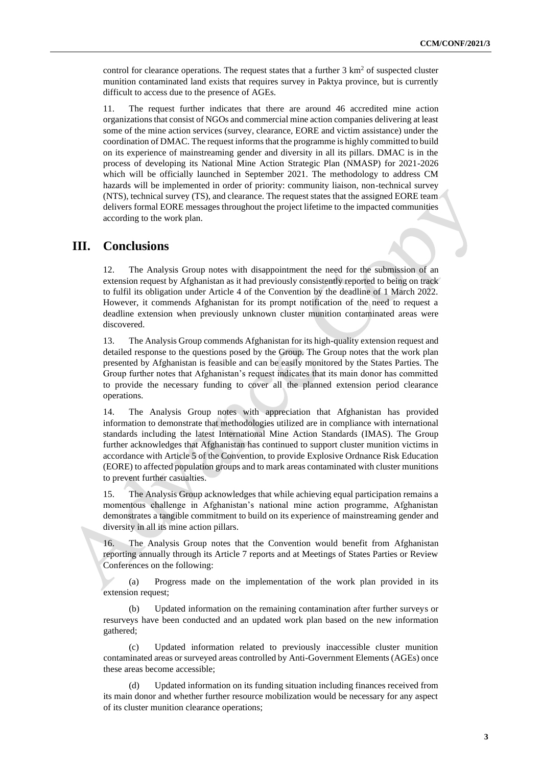control for clearance operations. The request states that a further 3 km$^2$ of suspected cluster munition contaminated land exists that requires survey in Paktya province, but is currently difficult to access due to the presence of AGEs.

11. The request further indicates that there are around 46 accredited mine action organizations that consist of NGOs and commercial mine action companies delivering at least some of the mine action services (survey, clearance, EORE and victim assistance) under the coordination of DMAC. The request informs that the programme is highly committed to build on its experience of mainstreaming gender and diversity in all its pillars. DMAC is in the process of developing its National Mine Action Strategic Plan (NMASP) for 2021-2026 which will be officially launched in September 2021. The methodology to address CM hazards will be implemented in order of priority: community liaison, non-technical survey (NTS), technical survey (TS), and clearance. The request states that the assigned EORE team delivers formal EORE messages throughout the project lifetime to the impacted communities according to the work plan.

## III. Conclusions

12. The Analysis Group notes with disappointment the need for the submission of an extension request by Afghanistan as it had previously consistently reported to being on track to fulfil its obligation under Article 4 of the Convention by the deadline of 1 March 2022. However, it commends Afghanistan for its prompt notification of the need to request a deadline extension when previously unknown cluster munition contaminated areas were discovered.

13. The Analysis Group commends Afghanistan for its high-quality extension request and detailed response to the questions posed by the Group. The Group notes that the work plan presented by Afghanistan is feasible and can be easily monitored by the States Parties. The Group further notes that Afghanistan's request indicates that its main donor has committed to provide the necessary funding to cover all the planned extension period clearance operations.

14. The Analysis Group notes with appreciation that Afghanistan has provided information to demonstrate that methodologies utilized are in compliance with international standards including the latest International Mine Action Standards (IMAS). The Group further acknowledges that Afghanistan has continued to support cluster munition victims in accordance with Article 5 of the Convention, to provide Explosive Ordnance Risk Education (EORE) to affected population groups and to mark areas contaminated with cluster munitions to prevent further casualties.

15. The Analysis Group acknowledges that while achieving equal participation remains a momentous challenge in Afghanistan's national mine action programme, Afghanistan demonstrates a tangible commitment to build on its experience of mainstreaming gender and diversity in all its mine action pillars.

16. The Analysis Group notes that the Convention would benefit from Afghanistan reporting annually through its Article 7 reports and at Meetings of States Parties or Review Conferences on the following:

(a) Progress made on the implementation of the work plan provided in its extension request;

(b) Updated information on the remaining contamination after further surveys or resurveys have been conducted and an updated work plan based on the new information gathered;

(c) Updated information related to previously inaccessible cluster munition contaminated areas or surveyed areas controlled by Anti-Government Elements (AGEs) once these areas become accessible;

(d) Updated information on its funding situation including finances received from its main donor and whether further resource mobilization would be necessary for any aspect of its cluster munition clearance operations;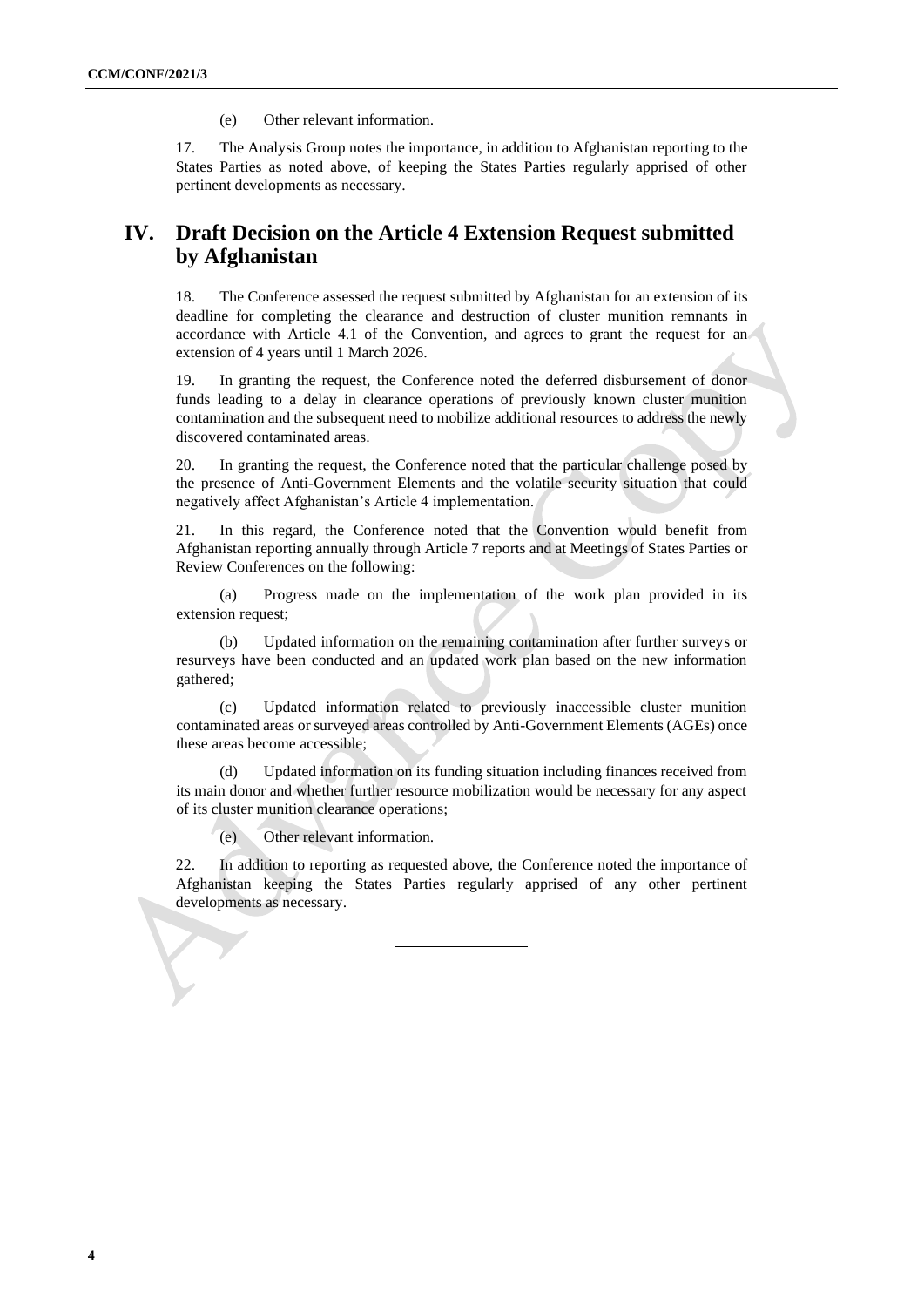(e) Other relevant information.

17. The Analysis Group notes the importance, in addition to Afghanistan reporting to the States Parties as noted above, of keeping the States Parties regularly apprised of other pertinent developments as necessary.

# IV. Draft Decision on the Article 4 Extension Request submitted by Afghanistan

18. The Conference assessed the request submitted by Afghanistan for an extension of its deadline for completing the clearance and destruction of cluster munition remnants in accordance with Article 4.1 of the Convention, and agrees to grant the request for an extension of 4 years until 1 March 2026.

19. In granting the request, the Conference noted the deferred disbursement of donor funds leading to a delay in clearance operations of previously known cluster munition contamination and the subsequent need to mobilize additional resources to address the newly discovered contaminated areas.

20. In granting the request, the Conference noted that the particular challenge posed by the presence of Anti-Government Elements and the volatile security situation that could negatively affect Afghanistan's Article 4 implementation.

21. In this regard, the Conference noted that the Convention would benefit from Afghanistan reporting annually through Article 7 reports and at Meetings of States Parties or Review Conferences on the following:

(a) Progress made on the implementation of the work plan provided in its extension request;

(b) Updated information on the remaining contamination after further surveys or resurveys have been conducted and an updated work plan based on the new information gathered;

(c) Updated information related to previously inaccessible cluster munition contaminated areas or surveyed areas controlled by Anti-Government Elements (AGEs) once these areas become accessible;

(d) Updated information on its funding situation including finances received from its main donor and whether further resource mobilization would be necessary for any aspect of its cluster munition clearance operations;

(e) Other relevant information.

22. In addition to reporting as requested above, the Conference noted the importance of Afghanistan keeping the States Parties regularly apprised of any other pertinent developments as necessary.